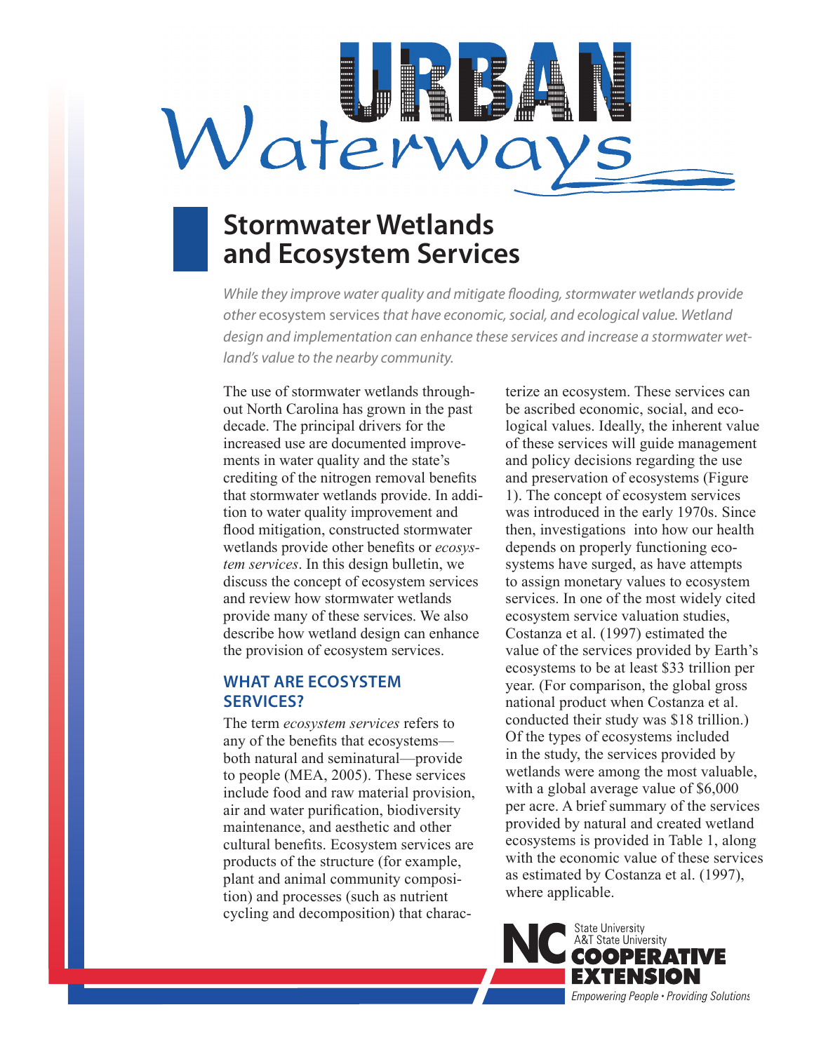# Urban Waterways

## Stormwater Wetlands and Ecosystem Services

*While they improve water quality and mitigate flooding, stormwater wetlands provide other* ecosystem services *that have economic, social, and ecological value. Wetland design and implementation can enhance these services and increase a stormwater wetland's value to the nearby community.*

The use of stormwater wetlands throughout North Carolina has grown in the past decade. The principal drivers for the increased use are documented improvements in water quality and the state's crediting of the nitrogen removal benefits that stormwater wetlands provide. In addition to water quality improvement and flood mitigation, constructed stormwater wetlands provide other benefits or *ecosystem services*. In this design bulletin, we discuss the concept of ecosystem services and review how stormwater wetlands provide many of these services. We also describe how wetland design can enhance the provision of ecosystem services.

### WHAT ARE ECOSYSTEM SERVICES?

The term *ecosystem services* refers to any of the benefits that ecosystems—both natural and seminatural—provide to people (MEA, 2005). These services include food and raw material provision, air and water purification, biodiversity maintenance, and aesthetic and other cultural benefits. Ecosystem services are products of the structure (for example, plant and animal community composition) and processes (such as nutrient cycling and decomposition) that characterize an ecosystem. These services can be ascribed economic, social, and ecological values. Ideally, the inherent value of these services will guide management and policy decisions regarding the use and preservation of ecosystems (Figure 1). The concept of ecosystem services was introduced in the early 1970s. Since then, investigations into how our health depends on properly functioning ecosystems have surged, as have attempts to assign monetary values to ecosystem services. In one of the most widely cited ecosystem service valuation studies, Costanza et al. (1997) estimated the value of the services provided by Earth's ecosystems to be at least $33 trillion per year. (For comparison, the global gross national product when Costanza et al. conducted their study was $18 trillion.) Of the types of ecosystems included in the study, the services provided by wetlands were among the most valuable, with a global average value of $6,000 per acre. A brief summary of the services provided by natural and created wetland ecosystems is provided in Table 1, along with the economic value of these services as estimated by Costanza et al. (1997), where applicable.

NC State University
A&T State University
COOPERATIVE EXTENSION
Empowering People • Providing Solutions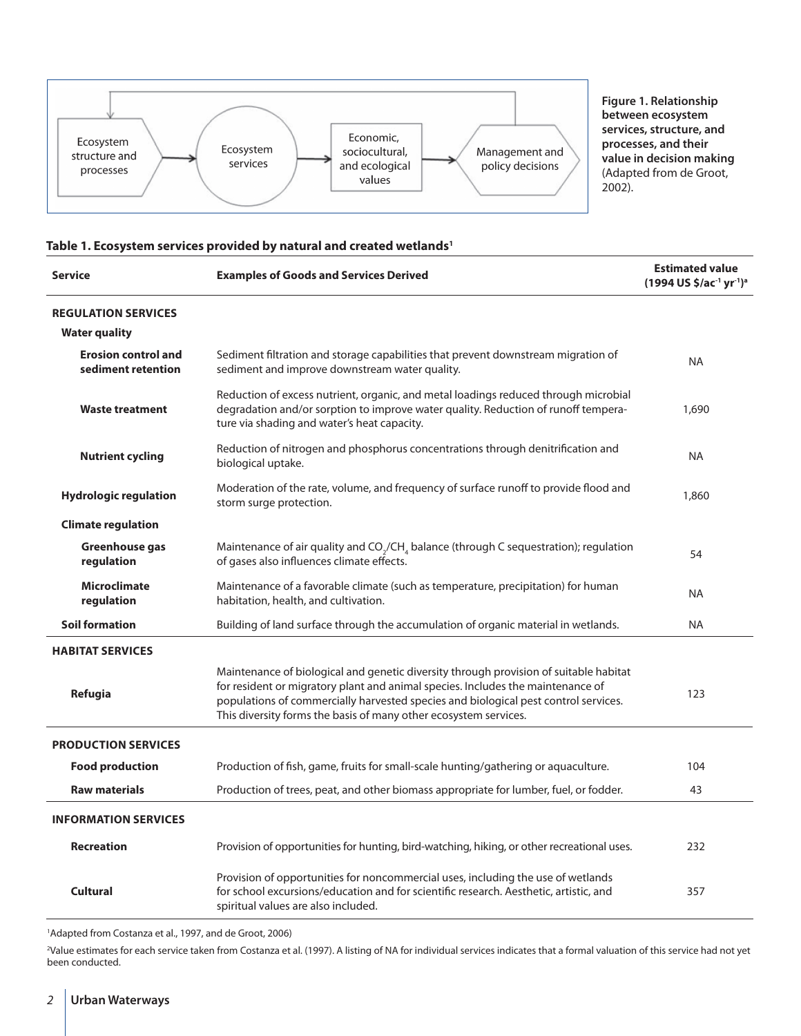Ecosystem structure and processes → Ecosystem services → Economic, sociocultural, and ecological values → Management and policy decisions

**Figure 1. Relationship between ecosystem services, structure, and processes, and their value in decision making** (Adapted from de Groot, 2002).

**Table 1. Ecosystem services provided by natural and created wetlands[1]**

| Service | Examples of Goods and Services Derived | Estimated value (1994 US $/ac$^{-1}$ yr$^{-1}$)[a] |
|---|---|---|
| **REGULATION SERVICES** | | |
| **Water quality** | | |
| **Erosion control and sediment retention** | Sediment filtration and storage capabilities that prevent downstream migration of sediment and improve downstream water quality. | NA |
| **Waste treatment** | Reduction of excess nutrient, organic, and metal loadings reduced through microbial degradation and/or sorption to improve water quality. Reduction of runoff temperature via shading and water's heat capacity. | 1,690 |
| **Nutrient cycling** | Reduction of nitrogen and phosphorus concentrations through denitrification and biological uptake. | NA |
| **Hydrologic regulation** | Moderation of the rate, volume, and frequency of surface runoff to provide flood and storm surge protection. | 1,860 |
| **Climate regulation** | | |
| **Greenhouse gas regulation** | Maintenance of air quality and $CO_2$/$CH_4$ balance (through C sequestration); regulation of gases also influences climate effects. | 54 |
| **Microclimate regulation** | Maintenance of a favorable climate (such as temperature, precipitation) for human habitation, health, and cultivation. | NA |
| **Soil formation** | Building of land surface through the accumulation of organic material in wetlands. | NA |
| **HABITAT SERVICES** | | |
| **Refugia** | Maintenance of biological and genetic diversity through provision of suitable habitat for resident or migratory plant and animal species. Includes the maintenance of populations of commercially harvested species and biological pest control services. This diversity forms the basis of many other ecosystem services. | 123 |
| **PRODUCTION SERVICES** | | |
| **Food production** | Production of fish, game, fruits for small-scale hunting/gathering or aquaculture. | 104 |
| **Raw materials** | Production of trees, peat, and other biomass appropriate for lumber, fuel, or fodder. | 43 |
| **INFORMATION SERVICES** | | |
| **Recreation** | Provision of opportunities for hunting, bird-watching, hiking, or other recreational uses. | 232 |
| **Cultural** | Provision of opportunities for noncommercial uses, including the use of wetlands for school excursions/education and for scientific research. Aesthetic, artistic, and spiritual values are also included. | 357 |

[1]Adapted from Costanza et al., 1997, and de Groot, 2006)

[2]Value estimates for each service taken from Costanza et al. (1997). A listing of NA for individual services indicates that a formal valuation of this service had not yet been conducted.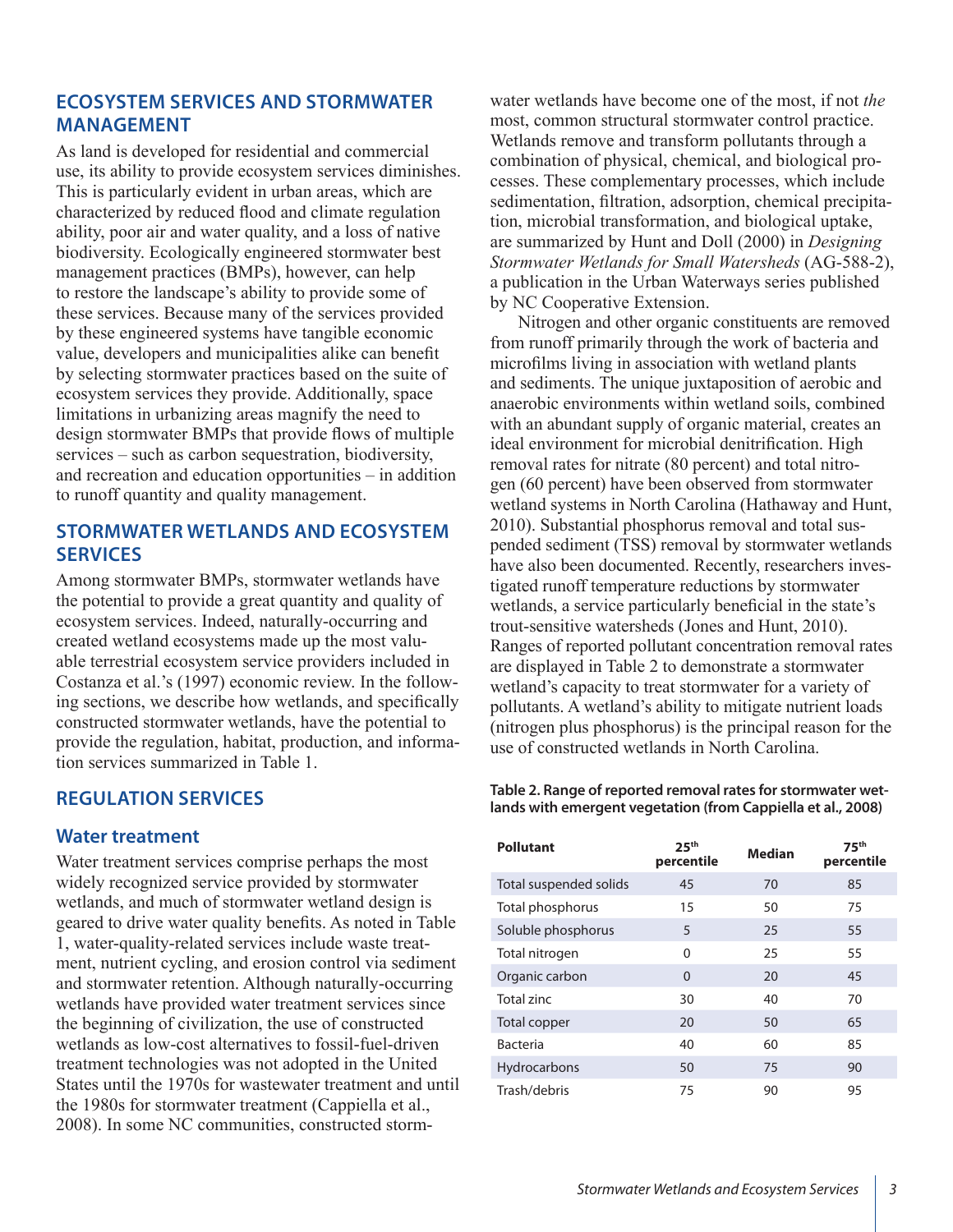## ECOSYSTEM SERVICES AND STORMWATER MANAGEMENT

As land is developed for residential and commercial use, its ability to provide ecosystem services diminishes. This is particularly evident in urban areas, which are characterized by reduced flood and climate regulation ability, poor air and water quality, and a loss of native biodiversity. Ecologically engineered stormwater best management practices (BMPs), however, can help to restore the landscape's ability to provide some of these services. Because many of the services provided by these engineered systems have tangible economic value, developers and municipalities alike can benefit by selecting stormwater practices based on the suite of ecosystem services they provide. Additionally, space limitations in urbanizing areas magnify the need to design stormwater BMPs that provide flows of multiple services – such as carbon sequestration, biodiversity, and recreation and education opportunities – in addition to runoff quantity and quality management.

## STORMWATER WETLANDS AND ECOSYSTEM SERVICES

Among stormwater BMPs, stormwater wetlands have the potential to provide a great quantity and quality of ecosystem services. Indeed, naturally-occurring and created wetland ecosystems made up the most valuable terrestrial ecosystem service providers included in Costanza et al.'s (1997) economic review. In the following sections, we describe how wetlands, and specifically constructed stormwater wetlands, have the potential to provide the regulation, habitat, production, and information services summarized in Table 1.

## REGULATION SERVICES

### Water treatment

Water treatment services comprise perhaps the most widely recognized service provided by stormwater wetlands, and much of stormwater wetland design is geared to drive water quality benefits. As noted in Table 1, water-quality-related services include waste treatment, nutrient cycling, and erosion control via sediment and stormwater retention. Although naturally-occurring wetlands have provided water treatment services since the beginning of civilization, the use of constructed wetlands as low-cost alternatives to fossil-fuel-driven treatment technologies was not adopted in the United States until the 1970s for wastewater treatment and until the 1980s for stormwater treatment (Cappiella et al., 2008). In some NC communities, constructed stormwater wetlands have become one of the most, if not *the* most, common structural stormwater control practice. Wetlands remove and transform pollutants through a combination of physical, chemical, and biological processes. These complementary processes, which include sedimentation, filtration, adsorption, chemical precipitation, microbial transformation, and biological uptake, are summarized by Hunt and Doll (2000) in *Designing Stormwater Wetlands for Small Watersheds* (AG-588-2), a publication in the Urban Waterways series published by NC Cooperative Extension.

Nitrogen and other organic constituents are removed from runoff primarily through the work of bacteria and microfilms living in association with wetland plants and sediments. The unique juxtaposition of aerobic and anaerobic environments within wetland soils, combined with an abundant supply of organic material, creates an ideal environment for microbial denitrification. High removal rates for nitrate (80 percent) and total nitrogen (60 percent) have been observed from stormwater wetland systems in North Carolina (Hathaway and Hunt, 2010). Substantial phosphorus removal and total suspended sediment (TSS) removal by stormwater wetlands have also been documented. Recently, researchers investigated runoff temperature reductions by stormwater wetlands, a service particularly beneficial in the state's trout-sensitive watersheds (Jones and Hunt, 2010). Ranges of reported pollutant concentration removal rates are displayed in Table 2 to demonstrate a stormwater wetland's capacity to treat stormwater for a variety of pollutants. A wetland's ability to mitigate nutrient loads (nitrogen plus phosphorus) is the principal reason for the use of constructed wetlands in North Carolina.

**Table 2. Range of reported removal rates for stormwater wetlands with emergent vegetation (from Cappiella et al., 2008)**

| Pollutant | 25th percentile | Median | 75th percentile |
|---|---|---|---|
| Total suspended solids | 45 | 70 | 85 |
| Total phosphorus | 15 | 50 | 75 |
| Soluble phosphorus | 5 | 25 | 55 |
| Total nitrogen | 0 | 25 | 55 |
| Organic carbon | 0 | 20 | 45 |
| Total zinc | 30 | 40 | 70 |
| Total copper | 20 | 50 | 65 |
| Bacteria | 40 | 60 | 85 |
| Hydrocarbons | 50 | 75 | 90 |
| Trash/debris | 75 | 90 | 95 |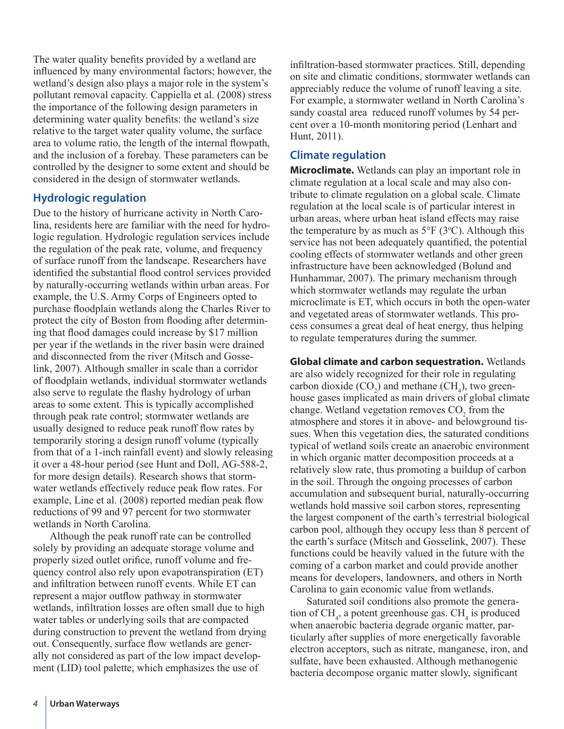The water quality benefits provided by a wetland are influenced by many environmental factors; however, the wetland's design also plays a major role in the system's pollutant removal capacity. Cappiella et al. (2008) stress the importance of the following design parameters in determining water quality benefits: the wetland's size relative to the target water quality volume, the surface area to volume ratio, the length of the internal flowpath, and the inclusion of a forebay. These parameters can be controlled by the designer to some extent and should be considered in the design of stormwater wetlands.

## Hydrologic regulation

Due to the history of hurricane activity in North Carolina, residents here are familiar with the need for hydrologic regulation. Hydrologic regulation services include the regulation of the peak rate, volume, and frequency of surface runoff from the landscape. Researchers have identified the substantial flood control services provided by naturally-occurring wetlands within urban areas. For example, the U.S. Army Corps of Engineers opted to purchase floodplain wetlands along the Charles River to protect the city of Boston from flooding after determining that flood damages could increase by $17 million per year if the wetlands in the river basin were drained and disconnected from the river (Mitsch and Gosselink, 2007). Although smaller in scale than a corridor of floodplain wetlands, individual stormwater wetlands also serve to regulate the flashy hydrology of urban areas to some extent. This is typically accomplished through peak rate control; stormwater wetlands are usually designed to reduce peak runoff flow rates by temporarily storing a design runoff volume (typically from that of a 1-inch rainfall event) and slowly releasing it over a 48-hour period (see Hunt and Doll, AG-588-2, for more design details). Research shows that stormwater wetlands effectively reduce peak flow rates. For example, Line et al. (2008) reported median peak flow reductions of 99 and 97 percent for two stormwater wetlands in North Carolina.

Although the peak runoff rate can be controlled solely by providing an adequate storage volume and properly sized outlet orifice, runoff volume and frequency control also rely upon evapotranspiration (ET) and infiltration between runoff events. While ET can represent a major outflow pathway in stormwater wetlands, infiltration losses are often small due to high water tables or underlying soils that are compacted during construction to prevent the wetland from drying out. Consequently, surface flow wetlands are generally not considered as part of the low impact development (LID) tool palette, which emphasizes the use of infiltration-based stormwater practices. Still, depending on site and climatic conditions, stormwater wetlands can appreciably reduce the volume of runoff leaving a site. For example, a stormwater wetland in North Carolina's sandy coastal area reduced runoff volumes by 54 percent over a 10-month monitoring period (Lenhart and Hunt, 2011).

## Climate regulation

**Microclimate.** Wetlands can play an important role in climate regulation at a local scale and may also contribute to climate regulation on a global scale. Climate regulation at the local scale is of particular interest in urban areas, where urban heat island effects may raise the temperature by as much as 5°F (3°C). Although this service has not been adequately quantified, the potential cooling effects of stormwater wetlands and other green infrastructure have been acknowledged (Bolund and Hunhammar, 2007). The primary mechanism through which stormwater wetlands may regulate the urban microclimate is ET, which occurs in both the open-water and vegetated areas of stormwater wetlands. This process consumes a great deal of heat energy, thus helping to regulate temperatures during the summer.

**Global climate and carbon sequestration.** Wetlands are also widely recognized for their role in regulating carbon dioxide ($CO_2$) and methane ($CH_4$), two greenhouse gases implicated as main drivers of global climate change. Wetland vegetation removes $CO_2$ from the atmosphere and stores it in above- and belowground tissues. When this vegetation dies, the saturated conditions typical of wetland soils create an anaerobic environment in which organic matter decomposition proceeds at a relatively slow rate, thus promoting a buildup of carbon in the soil. Through the ongoing processes of carbon accumulation and subsequent burial, naturally-occurring wetlands hold massive soil carbon stores, representing the largest component of the earth's terrestrial biological carbon pool, although they occupy less than 8 percent of the earth's surface (Mitsch and Gosselink, 2007). These functions could be heavily valued in the future with the coming of a carbon market and could provide another means for developers, landowners, and others in North Carolina to gain economic value from wetlands.

Saturated soil conditions also promote the generation of $CH_4$, a potent greenhouse gas. $CH_4$ is produced when anaerobic bacteria degrade organic matter, particularly after supplies of more energetically favorable electron acceptors, such as nitrate, manganese, iron, and sulfate, have been exhausted. Although methanogenic bacteria decompose organic matter slowly, significant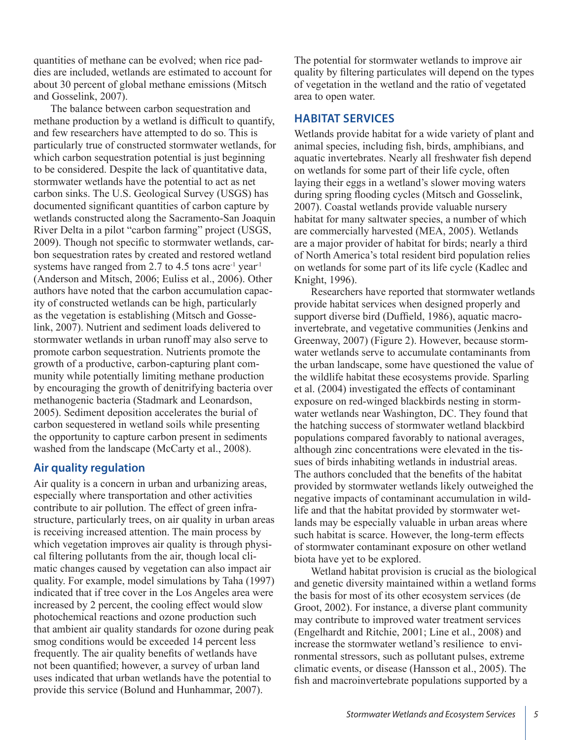quantities of methane can be evolved; when rice paddies are included, wetlands are estimated to account for about 30 percent of global methane emissions (Mitsch and Gosselink, 2007).

The balance between carbon sequestration and methane production by a wetland is difficult to quantify, and few researchers have attempted to do so. This is particularly true of constructed stormwater wetlands, for which carbon sequestration potential is just beginning to be considered. Despite the lack of quantitative data, stormwater wetlands have the potential to act as net carbon sinks. The U.S. Geological Survey (USGS) has documented significant quantities of carbon capture by wetlands constructed along the Sacramento-San Joaquin River Delta in a pilot "carbon farming" project (USGS, 2009). Though not specific to stormwater wetlands, carbon sequestration rates by created and restored wetland systems have ranged from 2.7 to 4.5 tons $acre^{-1}$ $year^{-1}$ (Anderson and Mitsch, 2006; Euliss et al., 2006). Other authors have noted that the carbon accumulation capacity of constructed wetlands can be high, particularly as the vegetation is establishing (Mitsch and Gosselink, 2007). Nutrient and sediment loads delivered to stormwater wetlands in urban runoff may also serve to promote carbon sequestration. Nutrients promote the growth of a productive, carbon-capturing plant community while potentially limiting methane production by encouraging the growth of denitrifying bacteria over methanogenic bacteria (Stadmark and Leonardson, 2005). Sediment deposition accelerates the burial of carbon sequestered in wetland soils while presenting the opportunity to capture carbon present in sediments washed from the landscape (McCarty et al., 2008).

### Air quality regulation

Air quality is a concern in urban and urbanizing areas, especially where transportation and other activities contribute to air pollution. The effect of green infrastructure, particularly trees, on air quality in urban areas is receiving increased attention. The main process by which vegetation improves air quality is through physical filtering pollutants from the air, though local climatic changes caused by vegetation can also impact air quality. For example, model simulations by Taha (1997) indicated that if tree cover in the Los Angeles area were increased by 2 percent, the cooling effect would slow photochemical reactions and ozone production such that ambient air quality standards for ozone during peak smog conditions would be exceeded 14 percent less frequently. The air quality benefits of wetlands have not been quantified; however, a survey of urban land uses indicated that urban wetlands have the potential to provide this service (Bolund and Hunhammar, 2007).

The potential for stormwater wetlands to improve air quality by filtering particulates will depend on the types of vegetation in the wetland and the ratio of vegetated area to open water.

## HABITAT SERVICES

Wetlands provide habitat for a wide variety of plant and animal species, including fish, birds, amphibians, and aquatic invertebrates. Nearly all freshwater fish depend on wetlands for some part of their life cycle, often laying their eggs in a wetland's slower moving waters during spring flooding cycles (Mitsch and Gosselink, 2007). Coastal wetlands provide valuable nursery habitat for many saltwater species, a number of which are commercially harvested (MEA, 2005). Wetlands are a major provider of habitat for birds; nearly a third of North America's total resident bird population relies on wetlands for some part of its life cycle (Kadlec and Knight, 1996).

Researchers have reported that stormwater wetlands provide habitat services when designed properly and support diverse bird (Duffield, 1986), aquatic macroinvertebrate, and vegetative communities (Jenkins and Greenway, 2007) (Figure 2). However, because stormwater wetlands serve to accumulate contaminants from the urban landscape, some have questioned the value of the wildlife habitat these ecosystems provide. Sparling et al. (2004) investigated the effects of contaminant exposure on red-winged blackbirds nesting in stormwater wetlands near Washington, DC. They found that the hatching success of stormwater wetland blackbird populations compared favorably to national averages, although zinc concentrations were elevated in the tissues of birds inhabiting wetlands in industrial areas. The authors concluded that the benefits of the habitat provided by stormwater wetlands likely outweighed the negative impacts of contaminant accumulation in wildlife and that the habitat provided by stormwater wetlands may be especially valuable in urban areas where such habitat is scarce. However, the long-term effects of stormwater contaminant exposure on other wetland biota have yet to be explored.

Wetland habitat provision is crucial as the biological and genetic diversity maintained within a wetland forms the basis for most of its other ecosystem services (de Groot, 2002). For instance, a diverse plant community may contribute to improved water treatment services (Engelhardt and Ritchie, 2001; Line et al., 2008) and increase the stormwater wetland's resilience to environmental stressors, such as pollutant pulses, extreme climatic events, or disease (Hansson et al., 2005). The fish and macroinvertebrate populations supported by a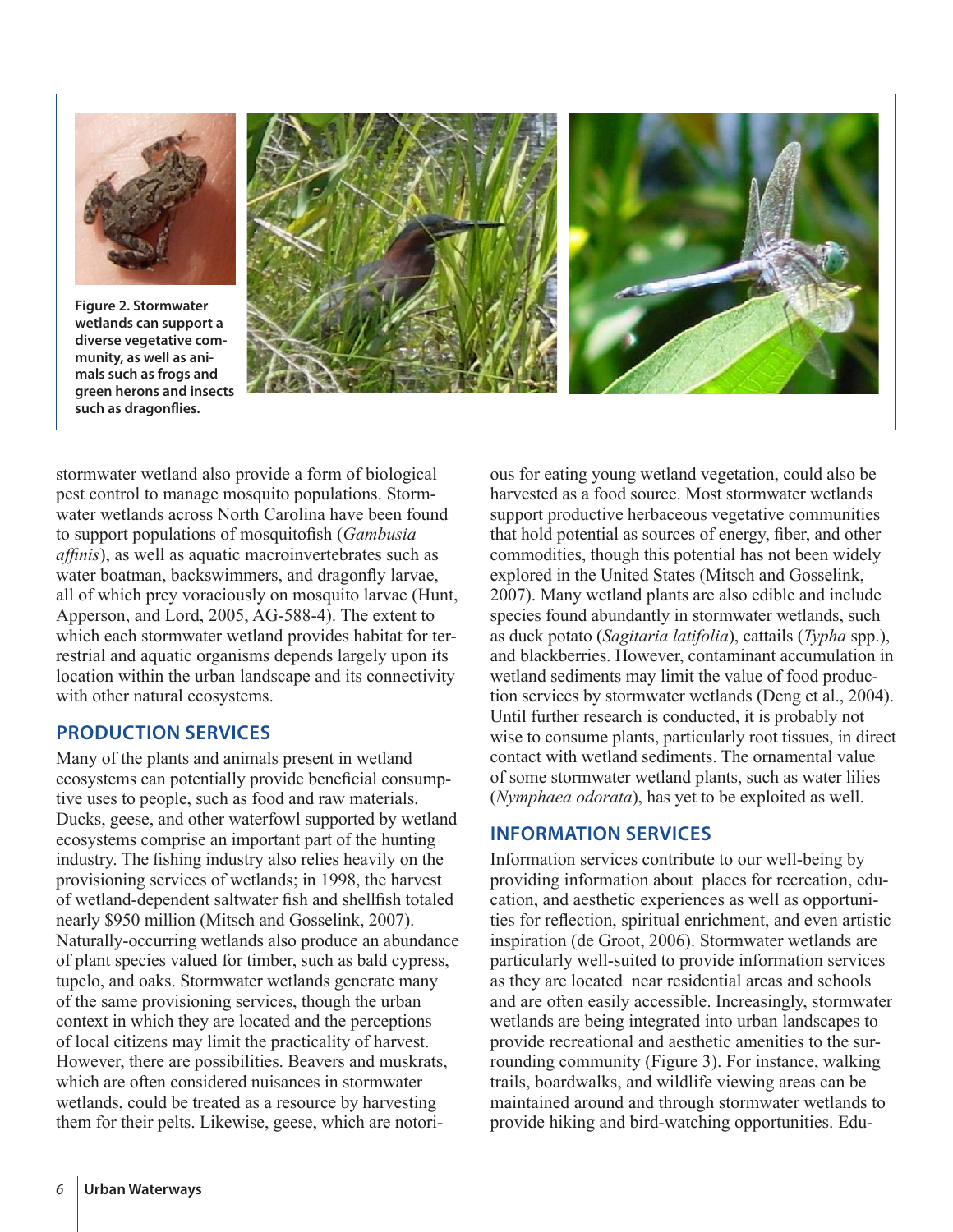**Figure 2. Stormwater wetlands can support a diverse vegetative community, as well as animals such as frogs and green herons and insects such as dragonflies.**

stormwater wetland also provide a form of biological pest control to manage mosquito populations. Stormwater wetlands across North Carolina have been found to support populations of mosquitofish (*Gambusia affinis*), as well as aquatic macroinvertebrates such as water boatman, backswimmers, and dragonfly larvae, all of which prey voraciously on mosquito larvae (Hunt, Apperson, and Lord, 2005, AG-588-4). The extent to which each stormwater wetland provides habitat for terrestrial and aquatic organisms depends largely upon its location within the urban landscape and its connectivity with other natural ecosystems.

## PRODUCTION SERVICES

Many of the plants and animals present in wetland ecosystems can potentially provide beneficial consumptive uses to people, such as food and raw materials. Ducks, geese, and other waterfowl supported by wetland ecosystems comprise an important part of the hunting industry. The fishing industry also relies heavily on the provisioning services of wetlands; in 1998, the harvest of wetland-dependent saltwater fish and shellfish totaled nearly $950 million (Mitsch and Gosselink, 2007). Naturally-occurring wetlands also produce an abundance of plant species valued for timber, such as bald cypress, tupelo, and oaks. Stormwater wetlands generate many of the same provisioning services, though the urban context in which they are located and the perceptions of local citizens may limit the practicality of harvest. However, there are possibilities. Beavers and muskrats, which are often considered nuisances in stormwater wetlands, could be treated as a resource by harvesting them for their pelts. Likewise, geese, which are notorious for eating young wetland vegetation, could also be harvested as a food source. Most stormwater wetlands support productive herbaceous vegetative communities that hold potential as sources of energy, fiber, and other commodities, though this potential has not been widely explored in the United States (Mitsch and Gosselink, 2007). Many wetland plants are also edible and include species found abundantly in stormwater wetlands, such as duck potato (*Sagitaria latifolia*), cattails (*Typha* spp.), and blackberries. However, contaminant accumulation in wetland sediments may limit the value of food production services by stormwater wetlands (Deng et al., 2004). Until further research is conducted, it is probably not wise to consume plants, particularly root tissues, in direct contact with wetland sediments. The ornamental value of some stormwater wetland plants, such as water lilies (*Nymphaea odorata*), has yet to be exploited as well.

## INFORMATION SERVICES

Information services contribute to our well-being by providing information about places for recreation, education, and aesthetic experiences as well as opportunities for reflection, spiritual enrichment, and even artistic inspiration (de Groot, 2006). Stormwater wetlands are particularly well-suited to provide information services as they are located near residential areas and schools and are often easily accessible. Increasingly, stormwater wetlands are being integrated into urban landscapes to provide recreational and aesthetic amenities to the surrounding community (Figure 3). For instance, walking trails, boardwalks, and wildlife viewing areas can be maintained around and through stormwater wetlands to provide hiking and bird-watching opportunities. Edu-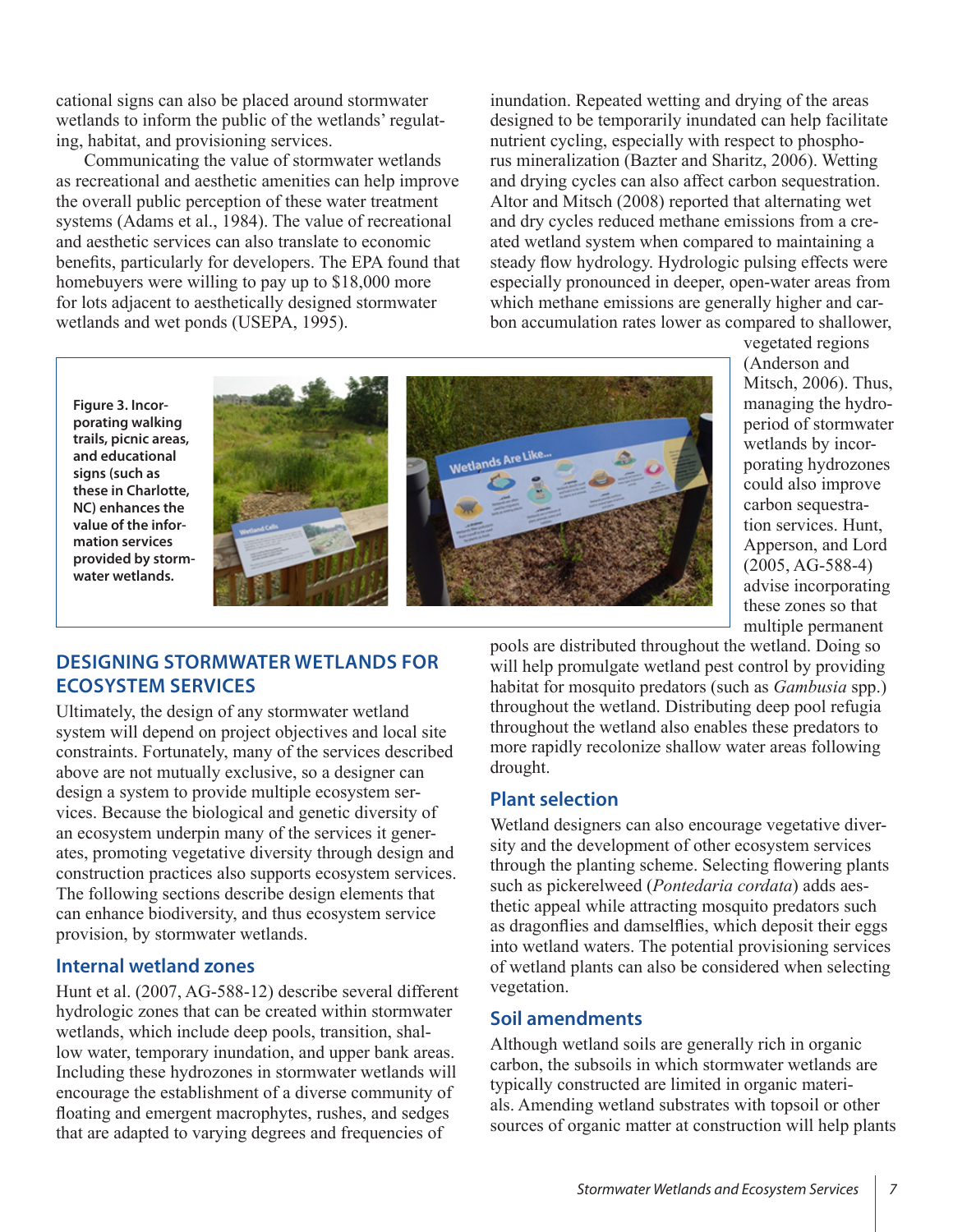cational signs can also be placed around stormwater wetlands to inform the public of the wetlands' regulating, habitat, and provisioning services.

Communicating the value of stormwater wetlands as recreational and aesthetic amenities can help improve the overall public perception of these water treatment systems (Adams et al., 1984). The value of recreational and aesthetic services can also translate to economic benefits, particularly for developers. The EPA found that homebuyers were willing to pay up to $18,000 more for lots adjacent to aesthetically designed stormwater wetlands and wet ponds (USEPA, 1995).

**Figure 3. Incorporating walking trails, picnic areas, and educational signs (such as these in Charlotte, NC) enhances the value of the information services provided by stormwater wetlands.**

## DESIGNING STORMWATER WETLANDS FOR ECOSYSTEM SERVICES

Ultimately, the design of any stormwater wetland system will depend on project objectives and local site constraints. Fortunately, many of the services described above are not mutually exclusive, so a designer can design a system to provide multiple ecosystem services. Because the biological and genetic diversity of an ecosystem underpin many of the services it generates, promoting vegetative diversity through design and construction practices also supports ecosystem services. The following sections describe design elements that can enhance biodiversity, and thus ecosystem service provision, by stormwater wetlands.

### Internal wetland zones

Hunt et al. (2007, AG-588-12) describe several different hydrologic zones that can be created within stormwater wetlands, which include deep pools, transition, shallow water, temporary inundation, and upper bank areas. Including these hydrozones in stormwater wetlands will encourage the establishment of a diverse community of floating and emergent macrophytes, rushes, and sedges that are adapted to varying degrees and frequencies of inundation. Repeated wetting and drying of the areas designed to be temporarily inundated can help facilitate nutrient cycling, especially with respect to phosphorus mineralization (Bazter and Sharitz, 2006). Wetting and drying cycles can also affect carbon sequestration. Altor and Mitsch (2008) reported that alternating wet and dry cycles reduced methane emissions from a created wetland system when compared to maintaining a steady flow hydrology. Hydrologic pulsing effects were especially pronounced in deeper, open-water areas from which methane emissions are generally higher and carbon accumulation rates lower as compared to shallower, vegetated regions (Anderson and Mitsch, 2006). Thus, managing the hydroperiod of stormwater wetlands by incorporating hydrozones could also improve carbon sequestration services. Hunt, Apperson, and Lord (2005, AG-588-4) advise incorporating these zones so that multiple permanent pools are distributed throughout the wetland. Doing so will help promulgate wetland pest control by providing habitat for mosquito predators (such as *Gambusia* spp.) throughout the wetland. Distributing deep pool refugia throughout the wetland also enables these predators to more rapidly recolonize shallow water areas following drought.

### Plant selection

Wetland designers can also encourage vegetative diversity and the development of other ecosystem services through the planting scheme. Selecting flowering plants such as pickerelweed (*Pontedaria cordata*) adds aesthetic appeal while attracting mosquito predators such as dragonflies and damselflies, which deposit their eggs into wetland waters. The potential provisioning services of wetland plants can also be considered when selecting vegetation.

### Soil amendments

Although wetland soils are generally rich in organic carbon, the subsoils in which stormwater wetlands are typically constructed are limited in organic materials. Amending wetland substrates with topsoil or other sources of organic matter at construction will help plants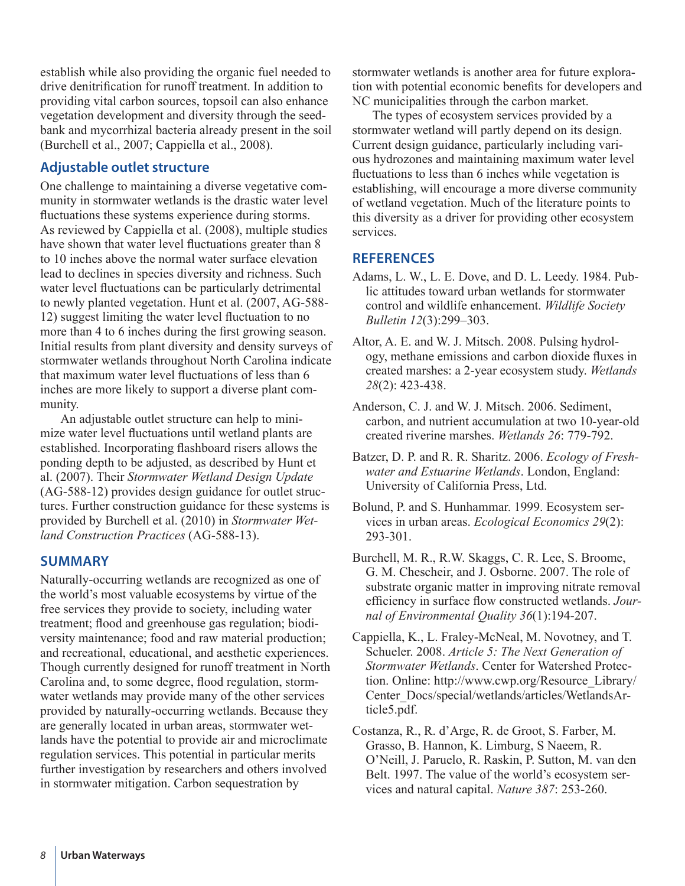establish while also providing the organic fuel needed to drive denitrification for runoff treatment. In addition to providing vital carbon sources, topsoil can also enhance vegetation development and diversity through the seedbank and mycorrhizal bacteria already present in the soil (Burchell et al., 2007; Cappiella et al., 2008).

## Adjustable outlet structure

One challenge to maintaining a diverse vegetative community in stormwater wetlands is the drastic water level fluctuations these systems experience during storms. As reviewed by Cappiella et al. (2008), multiple studies have shown that water level fluctuations greater than 8 to 10 inches above the normal water surface elevation lead to declines in species diversity and richness. Such water level fluctuations can be particularly detrimental to newly planted vegetation. Hunt et al. (2007, AG-588-12) suggest limiting the water level fluctuation to no more than 4 to 6 inches during the first growing season. Initial results from plant diversity and density surveys of stormwater wetlands throughout North Carolina indicate that maximum water level fluctuations of less than 6 inches are more likely to support a diverse plant community.

An adjustable outlet structure can help to minimize water level fluctuations until wetland plants are established. Incorporating flashboard risers allows the ponding depth to be adjusted, as described by Hunt et al. (2007). Their *Stormwater Wetland Design Update* (AG-588-12) provides design guidance for outlet structures. Further construction guidance for these systems is provided by Burchell et al. (2010) in *Stormwater Wetland Construction Practices* (AG-588-13).

## SUMMARY

Naturally-occurring wetlands are recognized as one of the world's most valuable ecosystems by virtue of the free services they provide to society, including water treatment; flood and greenhouse gas regulation; biodiversity maintenance; food and raw material production; and recreational, educational, and aesthetic experiences. Though currently designed for runoff treatment in North Carolina and, to some degree, flood regulation, stormwater wetlands may provide many of the other services provided by naturally-occurring wetlands. Because they are generally located in urban areas, stormwater wetlands have the potential to provide air and microclimate regulation services. This potential in particular merits further investigation by researchers and others involved in stormwater mitigation. Carbon sequestration by stormwater wetlands is another area for future exploration with potential economic benefits for developers and NC municipalities through the carbon market.

The types of ecosystem services provided by a stormwater wetland will partly depend on its design. Current design guidance, particularly including various hydrozones and maintaining maximum water level fluctuations to less than 6 inches while vegetation is establishing, will encourage a more diverse community of wetland vegetation. Much of the literature points to this diversity as a driver for providing other ecosystem services.

## REFERENCES

Adams, L. W., L. E. Dove, and D. L. Leedy. 1984. Public attitudes toward urban wetlands for stormwater control and wildlife enhancement. *Wildlife Society Bulletin 12*(3):299–303.

Altor, A. E. and W. J. Mitsch. 2008. Pulsing hydrology, methane emissions and carbon dioxide fluxes in created marshes: a 2-year ecosystem study. *Wetlands 28*(2): 423-438.

Anderson, C. J. and W. J. Mitsch. 2006. Sediment, carbon, and nutrient accumulation at two 10-year-old created riverine marshes. *Wetlands 26*: 779-792.

Batzer, D. P. and R. R. Sharitz. 2006. *Ecology of Freshwater and Estuarine Wetlands*. London, England: University of California Press, Ltd.

Bolund, P. and S. Hunhammar. 1999. Ecosystem services in urban areas. *Ecological Economics 29*(2): 293-301.

Burchell, M. R., R.W. Skaggs, C. R. Lee, S. Broome, G. M. Chescheir, and J. Osborne. 2007. The role of substrate organic matter in improving nitrate removal efficiency in surface flow constructed wetlands. *Journal of Environmental Quality 36*(1):194-207.

Cappiella, K., L. Fraley-McNeal, M. Novotney, and T. Schueler. 2008. *Article 5: The Next Generation of Stormwater Wetlands*. Center for Watershed Protection. Online: http://www.cwp.org/Resource_Library/Center_Docs/special/wetlands/articles/WetlandsArticle5.pdf.

Costanza, R., R. d'Arge, R. de Groot, S. Farber, M. Grasso, B. Hannon, K. Limburg, S Naeem, R. O'Neill, J. Paruelo, R. Raskin, P. Sutton, M. van den Belt. 1997. The value of the world's ecosystem services and natural capital. *Nature 387*: 253-260.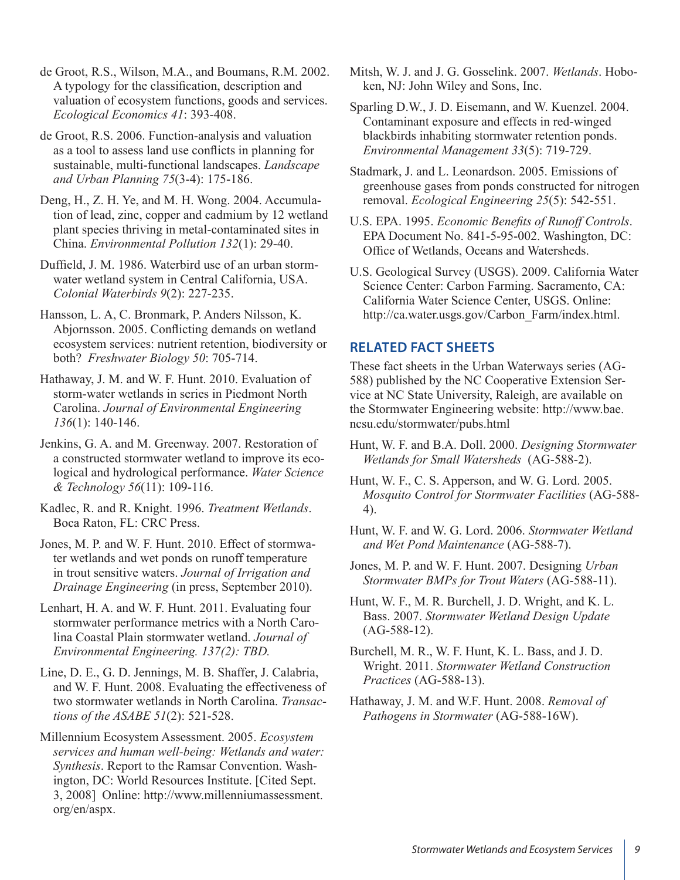de Groot, R.S., Wilson, M.A., and Boumans, R.M. 2002. A typology for the classification, description and valuation of ecosystem functions, goods and services. *Ecological Economics 41*: 393-408.

de Groot, R.S. 2006. Function-analysis and valuation as a tool to assess land use conflicts in planning for sustainable, multi-functional landscapes. *Landscape and Urban Planning 75*(3-4): 175-186.

Deng, H., Z. H. Ye, and M. H. Wong. 2004. Accumulation of lead, zinc, copper and cadmium by 12 wetland plant species thriving in metal-contaminated sites in China. *Environmental Pollution 132*(1): 29-40.

Duffield, J. M. 1986. Waterbird use of an urban stormwater wetland system in Central California, USA. *Colonial Waterbirds 9*(2): 227-235.

Hansson, L. A, C. Bronmark, P. Anders Nilsson, K. Abjornsson. 2005. Conflicting demands on wetland ecosystem services: nutrient retention, biodiversity or both? *Freshwater Biology 50*: 705-714.

Hathaway, J. M. and W. F. Hunt. 2010. Evaluation of storm-water wetlands in series in Piedmont North Carolina. *Journal of Environmental Engineering 136*(1): 140-146.

Jenkins, G. A. and M. Greenway. 2007. Restoration of a constructed stormwater wetland to improve its ecological and hydrological performance. *Water Science & Technology 56*(11): 109-116.

Kadlec, R. and R. Knight. 1996. *Treatment Wetlands*. Boca Raton, FL: CRC Press.

Jones, M. P. and W. F. Hunt. 2010. Effect of stormwater wetlands and wet ponds on runoff temperature in trout sensitive waters. *Journal of Irrigation and Drainage Engineering* (in press, September 2010).

Lenhart, H. A. and W. F. Hunt. 2011. Evaluating four stormwater performance metrics with a North Carolina Coastal Plain stormwater wetland. *Journal of Environmental Engineering. 137(2): TBD.*

Line, D. E., G. D. Jennings, M. B. Shaffer, J. Calabria, and W. F. Hunt. 2008. Evaluating the effectiveness of two stormwater wetlands in North Carolina. *Transactions of the ASABE 51*(2): 521-528.

Millennium Ecosystem Assessment. 2005. *Ecosystem services and human well-being: Wetlands and water: Synthesis*. Report to the Ramsar Convention. Washington, DC: World Resources Institute. [Cited Sept. 3, 2008] Online: http://www.millenniumassessment.org/en/aspx.

Mitsh, W. J. and J. G. Gosselink. 2007. *Wetlands*. Hoboken, NJ: John Wiley and Sons, Inc.

Sparling D.W., J. D. Eisemann, and W. Kuenzel. 2004. Contaminant exposure and effects in red-winged blackbirds inhabiting stormwater retention ponds. *Environmental Management 33*(5): 719-729.

Stadmark, J. and L. Leonardson. 2005. Emissions of greenhouse gases from ponds constructed for nitrogen removal. *Ecological Engineering 25*(5): 542-551.

U.S. EPA. 1995. *Economic Benefits of Runoff Controls*. EPA Document No. 841-5-95-002. Washington, DC: Office of Wetlands, Oceans and Watersheds.

U.S. Geological Survey (USGS). 2009. California Water Science Center: Carbon Farming. Sacramento, CA: California Water Science Center, USGS. Online: http://ca.water.usgs.gov/Carbon_Farm/index.html.

## RELATED FACT SHEETS

These fact sheets in the Urban Waterways series (AG-588) published by the NC Cooperative Extension Service at NC State University, Raleigh, are available on the Stormwater Engineering website: http://www.bae.ncsu.edu/stormwater/pubs.html

Hunt, W. F. and B.A. Doll. 2000. *Designing Stormwater Wetlands for Small Watersheds* (AG-588-2).

Hunt, W. F., C. S. Apperson, and W. G. Lord. 2005. *Mosquito Control for Stormwater Facilities* (AG-588-4).

Hunt, W. F. and W. G. Lord. 2006. *Stormwater Wetland and Wet Pond Maintenance* (AG-588-7).

Jones, M. P. and W. F. Hunt. 2007. Designing *Urban Stormwater BMPs for Trout Waters* (AG-588-11).

Hunt, W. F., M. R. Burchell, J. D. Wright, and K. L. Bass. 2007. *Stormwater Wetland Design Update* (AG-588-12).

Burchell, M. R., W. F. Hunt, K. L. Bass, and J. D. Wright. 2011. *Stormwater Wetland Construction Practices* (AG-588-13).

Hathaway, J. M. and W.F. Hunt. 2008. *Removal of Pathogens in Stormwater* (AG-588-16W).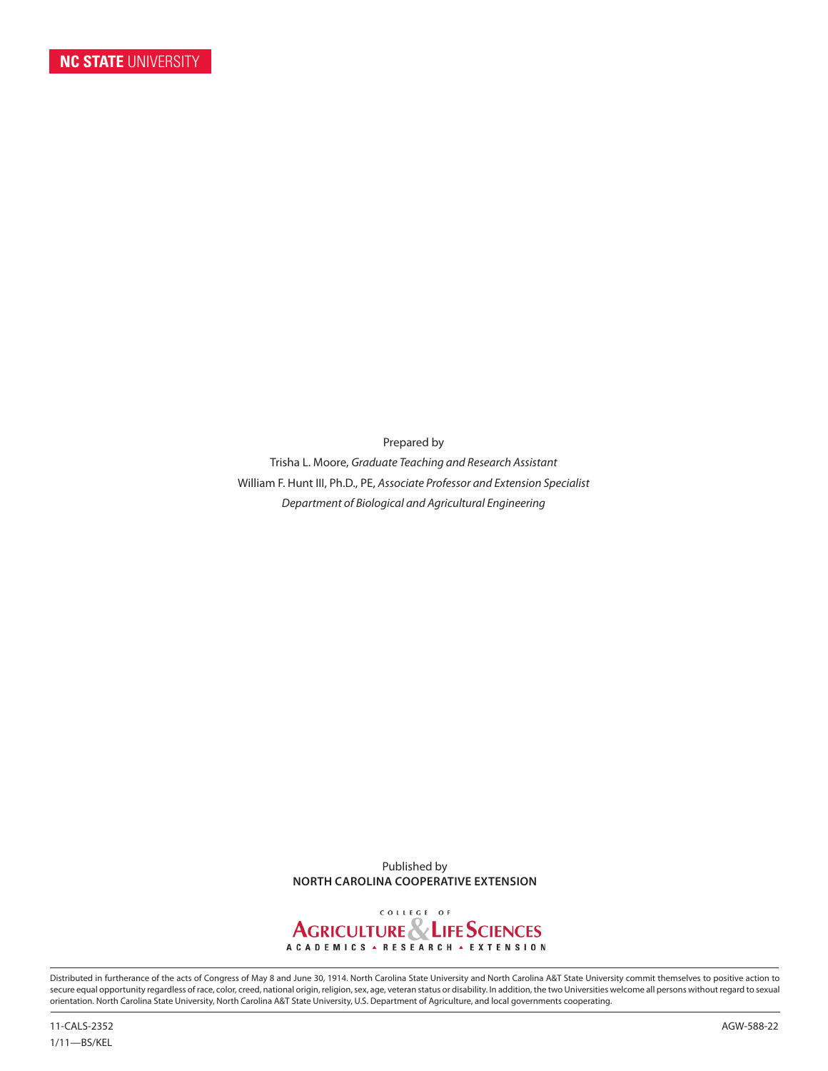**NC STATE** UNIVERSITY

Prepared by

Trisha L. Moore, *Graduate Teaching and Research Assistant*

William F. Hunt III, Ph.D., PE, *Associate Professor and Extension Specialist*

*Department of Biological and Agricultural Engineering*

Published by

**NORTH CAROLINA COOPERATIVE EXTENSION**

COLLEGE OF AGRICULTURE & LIFE SCIENCES

ACADEMICS ▲ RESEARCH ▲ EXTENSION

Distributed in furtherance of the acts of Congress of May 8 and June 30, 1914. North Carolina State University and North Carolina A&T State University commit themselves to positive action to secure equal opportunity regardless of race, color, creed, national origin, religion, sex, age, veteran status or disability. In addition, the two Universities welcome all persons without regard to sexual orientation. North Carolina State University, North Carolina A&T State University, U.S. Department of Agriculture, and local governments cooperating.

11-CALS-2352

1/11—BS/KEL

AGW-588-22